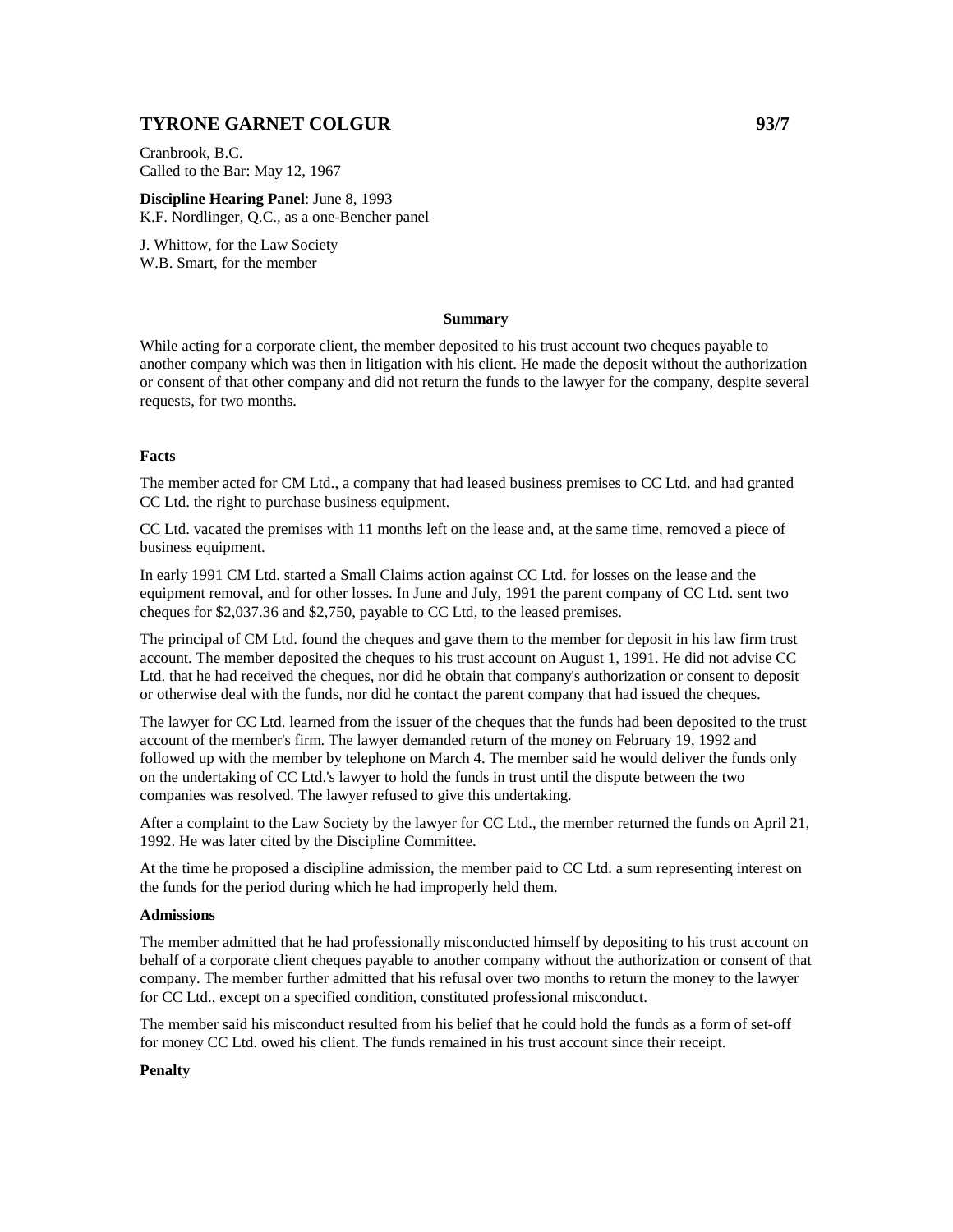# TYRONE GARNET COLGUR 93/7

Cranbrook, B.C.
Called to the Bar: May 12, 1967

**Discipline Hearing Panel**: June 8, 1993
K.F. Nordlinger, Q.C., as a one-Bencher panel

J. Whittow, for the Law Society
W.B. Smart, for the member

### Summary

While acting for a corporate client, the member deposited to his trust account two cheques payable to another company which was then in litigation with his client. He made the deposit without the authorization or consent of that other company and did not return the funds to the lawyer for the company, despite several requests, for two months.

#### Facts

The member acted for CM Ltd., a company that had leased business premises to CC Ltd. and had granted CC Ltd. the right to purchase business equipment.

CC Ltd. vacated the premises with 11 months left on the lease and, at the same time, removed a piece of business equipment.

In early 1991 CM Ltd. started a Small Claims action against CC Ltd. for losses on the lease and the equipment removal, and for other losses. In June and July, 1991 the parent company of CC Ltd. sent two cheques for $2,037.36 and $2,750, payable to CC Ltd, to the leased premises.

The principal of CM Ltd. found the cheques and gave them to the member for deposit in his law firm trust account. The member deposited the cheques to his trust account on August 1, 1991. He did not advise CC Ltd. that he had received the cheques, nor did he obtain that company's authorization or consent to deposit or otherwise deal with the funds, nor did he contact the parent company that had issued the cheques.

The lawyer for CC Ltd. learned from the issuer of the cheques that the funds had been deposited to the trust account of the member's firm. The lawyer demanded return of the money on February 19, 1992 and followed up with the member by telephone on March 4. The member said he would deliver the funds only on the undertaking of CC Ltd.'s lawyer to hold the funds in trust until the dispute between the two companies was resolved. The lawyer refused to give this undertaking.

After a complaint to the Law Society by the lawyer for CC Ltd., the member returned the funds on April 21, 1992. He was later cited by the Discipline Committee.

At the time he proposed a discipline admission, the member paid to CC Ltd. a sum representing interest on the funds for the period during which he had improperly held them.

#### Admissions

The member admitted that he had professionally misconducted himself by depositing to his trust account on behalf of a corporate client cheques payable to another company without the authorization or consent of that company. The member further admitted that his refusal over two months to return the money to the lawyer for CC Ltd., except on a specified condition, constituted professional misconduct.

The member said his misconduct resulted from his belief that he could hold the funds as a form of set-off for money CC Ltd. owed his client. The funds remained in his trust account since their receipt.

#### Penalty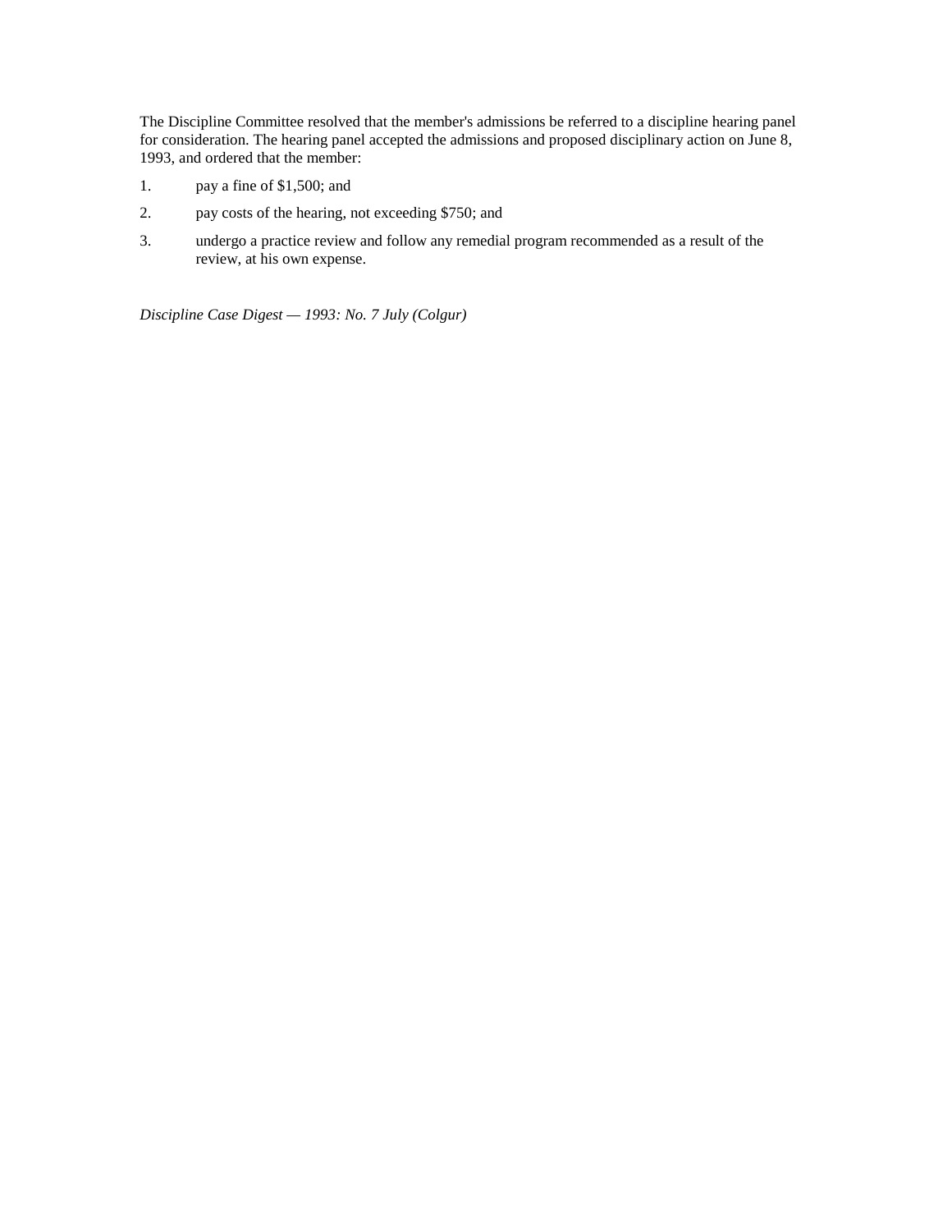The Discipline Committee resolved that the member's admissions be referred to a discipline hearing panel for consideration. The hearing panel accepted the admissions and proposed disciplinary action on June 8, 1993, and ordered that the member:

1. pay a fine of $1,500; and
2. pay costs of the hearing, not exceeding $750; and
3. undergo a practice review and follow any remedial program recommended as a result of the review, at his own expense.

*Discipline Case Digest — 1993: No. 7 July (Colgur)*